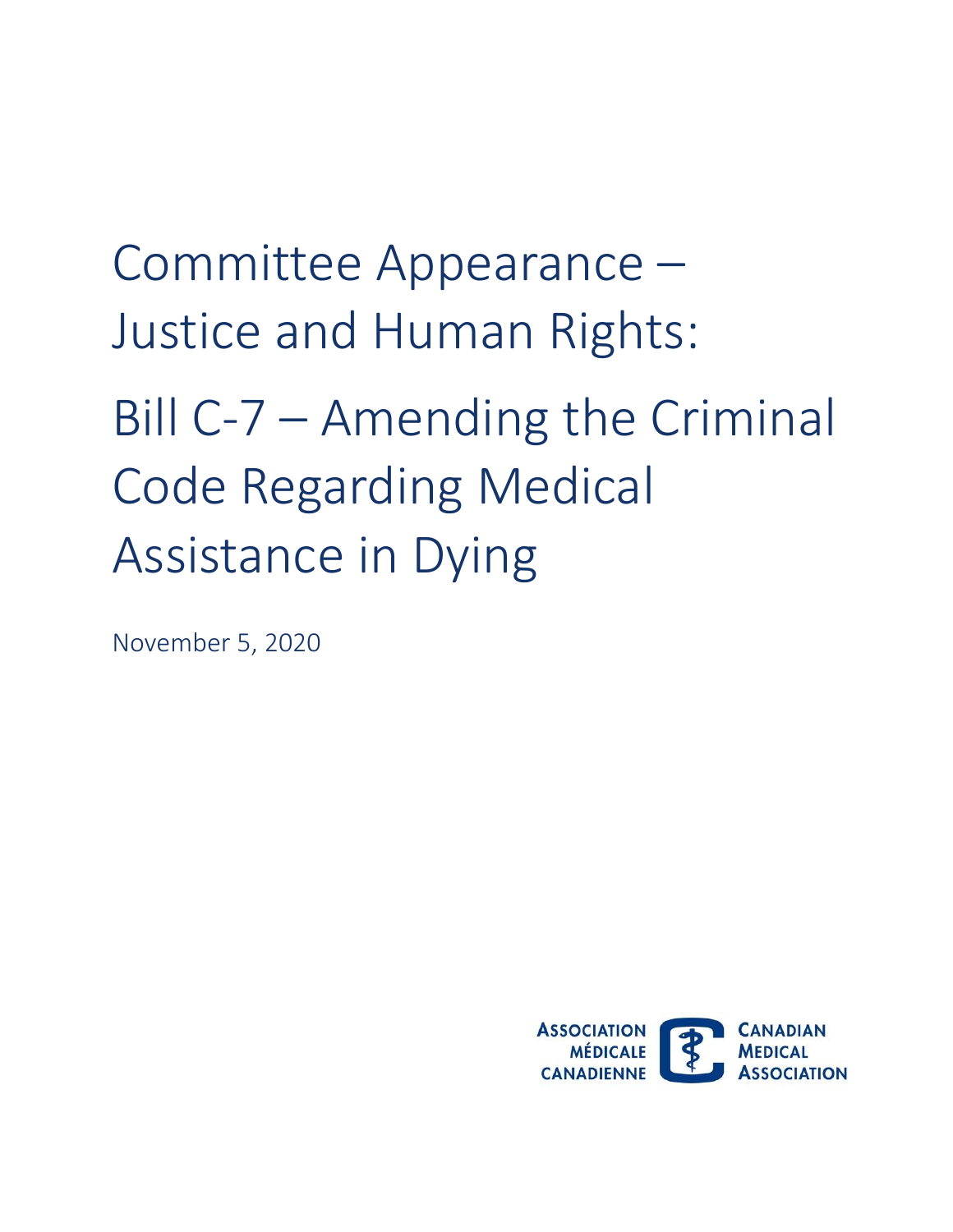# Committee Appearance – Justice and Human Rights:

# Bill C-7 – Amending the Criminal Code Regarding Medical Assistance in Dying

November 5, 2020

ASSOCIATION MÉDICALE CANADIENNE

CANADIAN MEDICAL ASSOCIATION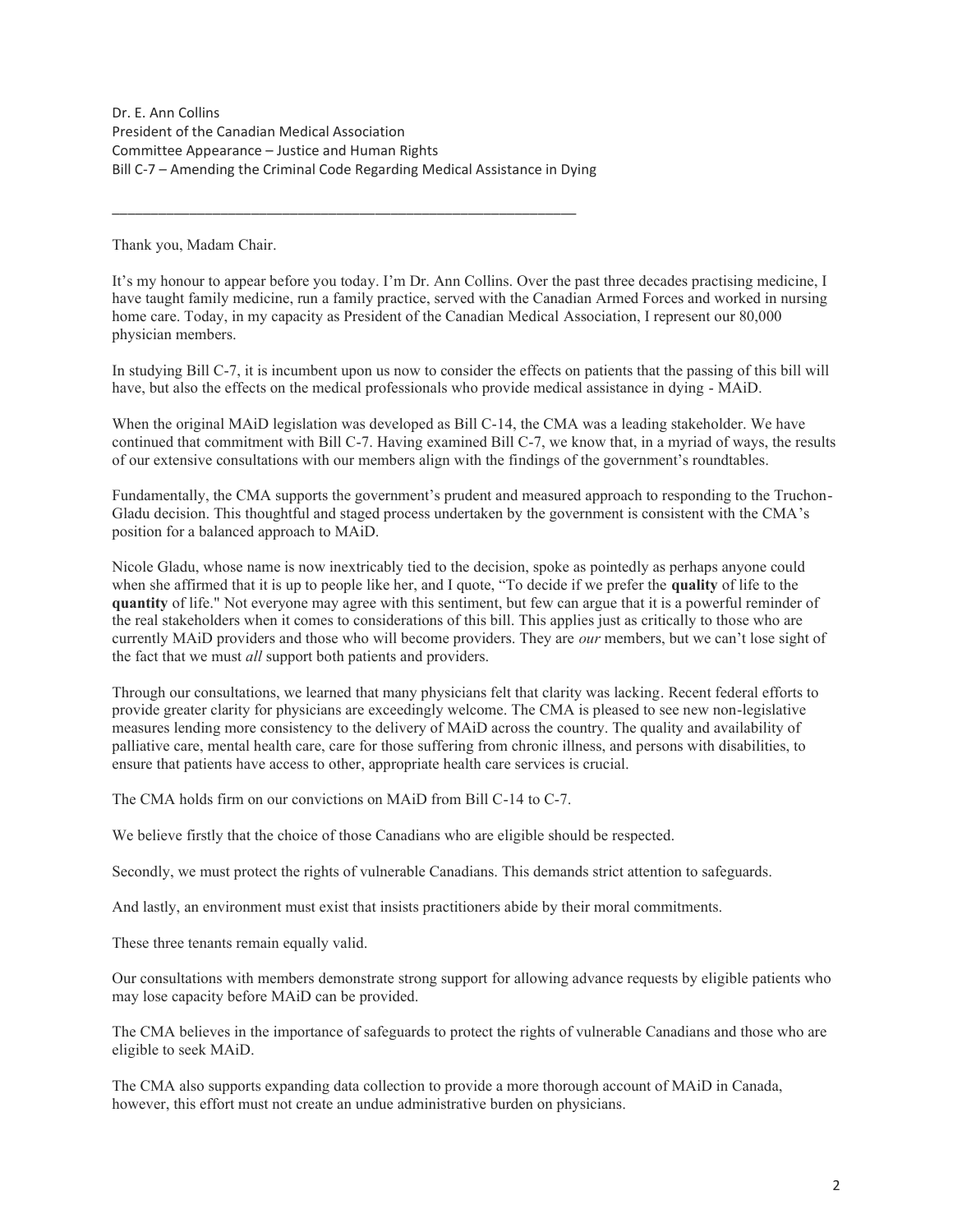Dr. E. Ann Collins
President of the Canadian Medical Association
Committee Appearance – Justice and Human Rights
Bill C-7 – Amending the Criminal Code Regarding Medical Assistance in Dying

---

Thank you, Madam Chair.

It's my honour to appear before you today. I'm Dr. Ann Collins. Over the past three decades practising medicine, I have taught family medicine, run a family practice, served with the Canadian Armed Forces and worked in nursing home care. Today, in my capacity as President of the Canadian Medical Association, I represent our 80,000 physician members.

In studying Bill C-7, it is incumbent upon us now to consider the effects on patients that the passing of this bill will have, but also the effects on the medical professionals who provide medical assistance in dying - MAiD.

When the original MAiD legislation was developed as Bill C-14, the CMA was a leading stakeholder. We have continued that commitment with Bill C-7. Having examined Bill C-7, we know that, in a myriad of ways, the results of our extensive consultations with our members align with the findings of the government's roundtables.

Fundamentally, the CMA supports the government's prudent and measured approach to responding to the Truchon-Gladu decision. This thoughtful and staged process undertaken by the government is consistent with the CMA's position for a balanced approach to MAiD.

Nicole Gladu, whose name is now inextricably tied to the decision, spoke as pointedly as perhaps anyone could when she affirmed that it is up to people like her, and I quote, "To decide if we prefer the **quality** of life to the **quantity** of life." Not everyone may agree with this sentiment, but few can argue that it is a powerful reminder of the real stakeholders when it comes to considerations of this bill. This applies just as critically to those who are currently MAiD providers and those who will become providers. They are *our* members, but we can't lose sight of the fact that we must *all* support both patients and providers.

Through our consultations, we learned that many physicians felt that clarity was lacking. Recent federal efforts to provide greater clarity for physicians are exceedingly welcome. The CMA is pleased to see new non-legislative measures lending more consistency to the delivery of MAiD across the country. The quality and availability of palliative care, mental health care, care for those suffering from chronic illness, and persons with disabilities, to ensure that patients have access to other, appropriate health care services is crucial.

The CMA holds firm on our convictions on MAiD from Bill C-14 to C-7.

We believe firstly that the choice of those Canadians who are eligible should be respected.

Secondly, we must protect the rights of vulnerable Canadians. This demands strict attention to safeguards.

And lastly, an environment must exist that insists practitioners abide by their moral commitments.

These three tenants remain equally valid.

Our consultations with members demonstrate strong support for allowing advance requests by eligible patients who may lose capacity before MAiD can be provided.

The CMA believes in the importance of safeguards to protect the rights of vulnerable Canadians and those who are eligible to seek MAiD.

The CMA also supports expanding data collection to provide a more thorough account of MAiD in Canada, however, this effort must not create an undue administrative burden on physicians.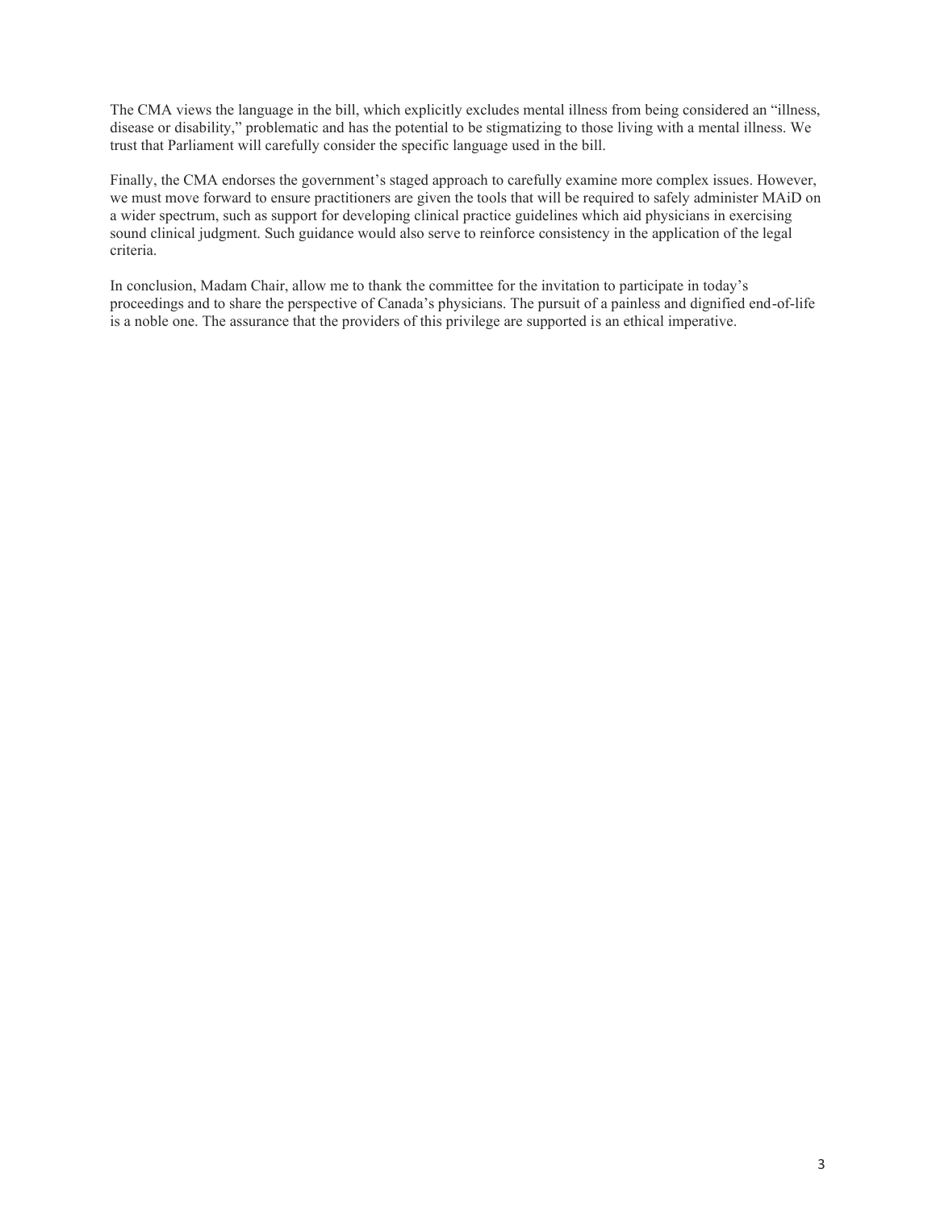The CMA views the language in the bill, which explicitly excludes mental illness from being considered an "illness, disease or disability," problematic and has the potential to be stigmatizing to those living with a mental illness. We trust that Parliament will carefully consider the specific language used in the bill.

Finally, the CMA endorses the government's staged approach to carefully examine more complex issues. However, we must move forward to ensure practitioners are given the tools that will be required to safely administer MAiD on a wider spectrum, such as support for developing clinical practice guidelines which aid physicians in exercising sound clinical judgment. Such guidance would also serve to reinforce consistency in the application of the legal criteria.

In conclusion, Madam Chair, allow me to thank the committee for the invitation to participate in today's proceedings and to share the perspective of Canada's physicians. The pursuit of a painless and dignified end-of-life is a noble one. The assurance that the providers of this privilege are supported is an ethical imperative.